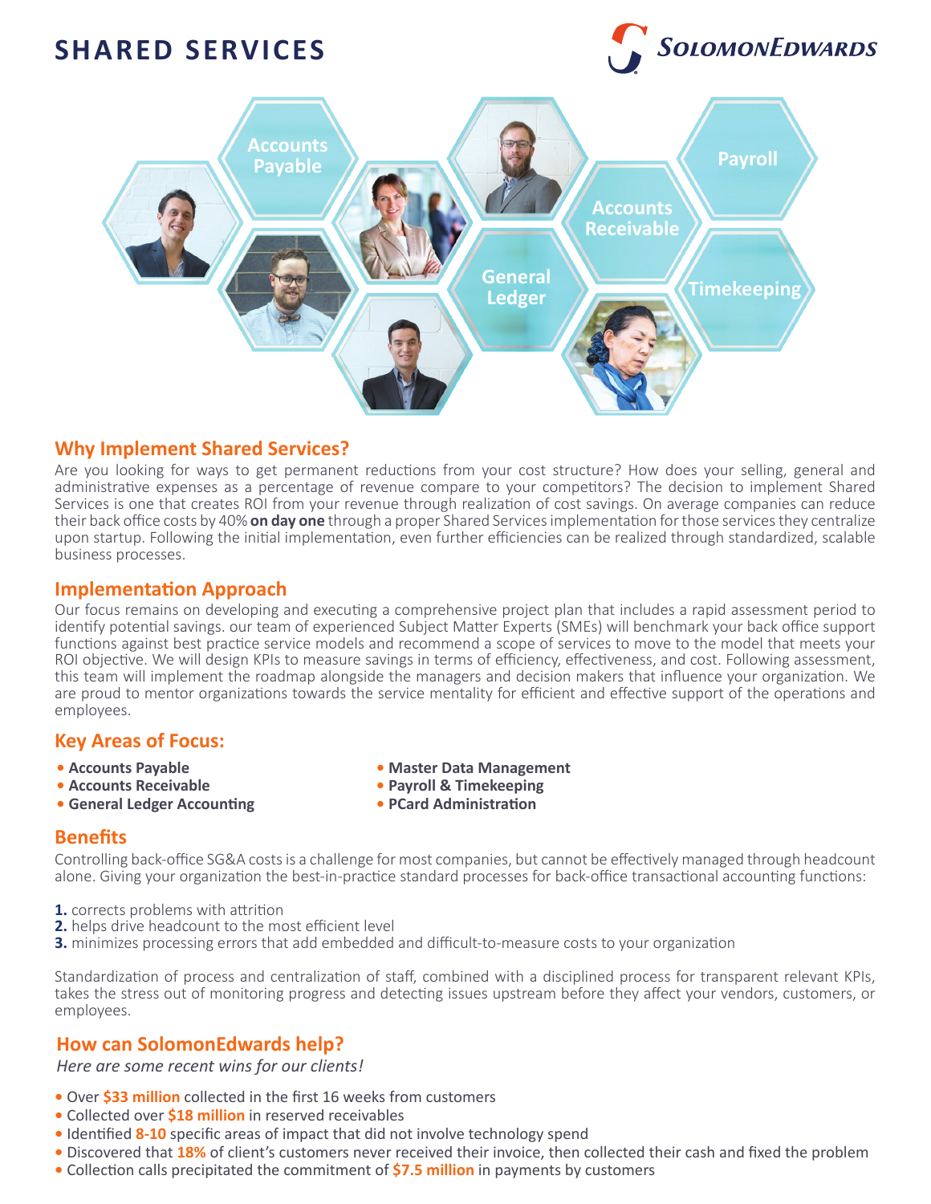# SHARED SERVICES

SolomonEdwards

Accounts Payable

Payroll

Accounts Receivable

General Ledger

Timekeeping

## Why Implement Shared Services?

Are you looking for ways to get permanent reductions from your cost structure? How does your selling, general and administrative expenses as a percentage of revenue compare to your competitors? The decision to implement Shared Services is one that creates ROI from your revenue through realization of cost savings. On average companies can reduce their back office costs by 40% **on day one** through a proper Shared Services implementation for those services they centralize upon startup. Following the initial implementation, even further efficiencies can be realized through standardized, scalable business processes.

## Implementation Approach

Our focus remains on developing and executing a comprehensive project plan that includes a rapid assessment period to identify potential savings. our team of experienced Subject Matter Experts (SMEs) will benchmark your back office support functions against best practice service models and recommend a scope of services to move to the model that meets your ROI objective. We will design KPIs to measure savings in terms of efficiency, effectiveness, and cost. Following assessment, this team will implement the roadmap alongside the managers and decision makers that influence your organization. We are proud to mentor organizations towards the service mentality for efficient and effective support of the operations and employees.

## Key Areas of Focus:

- **Accounts Payable**
- **Accounts Receivable**
- **General Ledger Accounting**
- **Master Data Management**
- **Payroll & Timekeeping**
- **PCard Administration**

## Benefits

Controlling back-office SG&A costs is a challenge for most companies, but cannot be effectively managed through headcount alone. Giving your organization the best-in-practice standard processes for back-office transactional accounting functions:

1. corrects problems with attrition
2. helps drive headcount to the most efficient level
3. minimizes processing errors that add embedded and difficult-to-measure costs to your organization

Standardization of process and centralization of staff, combined with a disciplined process for transparent relevant KPIs, takes the stress out of monitoring progress and detecting issues upstream before they affect your vendors, customers, or employees.

## How can SolomonEdwards help?

*Here are some recent wins for our clients!*

- Over **$33 million** collected in the first 16 weeks from customers
- Collected over **$18 million** in reserved receivables
- Identified **8-10** specific areas of impact that did not involve technology spend
- Discovered that **18%** of client's customers never received their invoice, then collected their cash and fixed the problem
- Collection calls precipitated the commitment of **$7.5 million** in payments by customers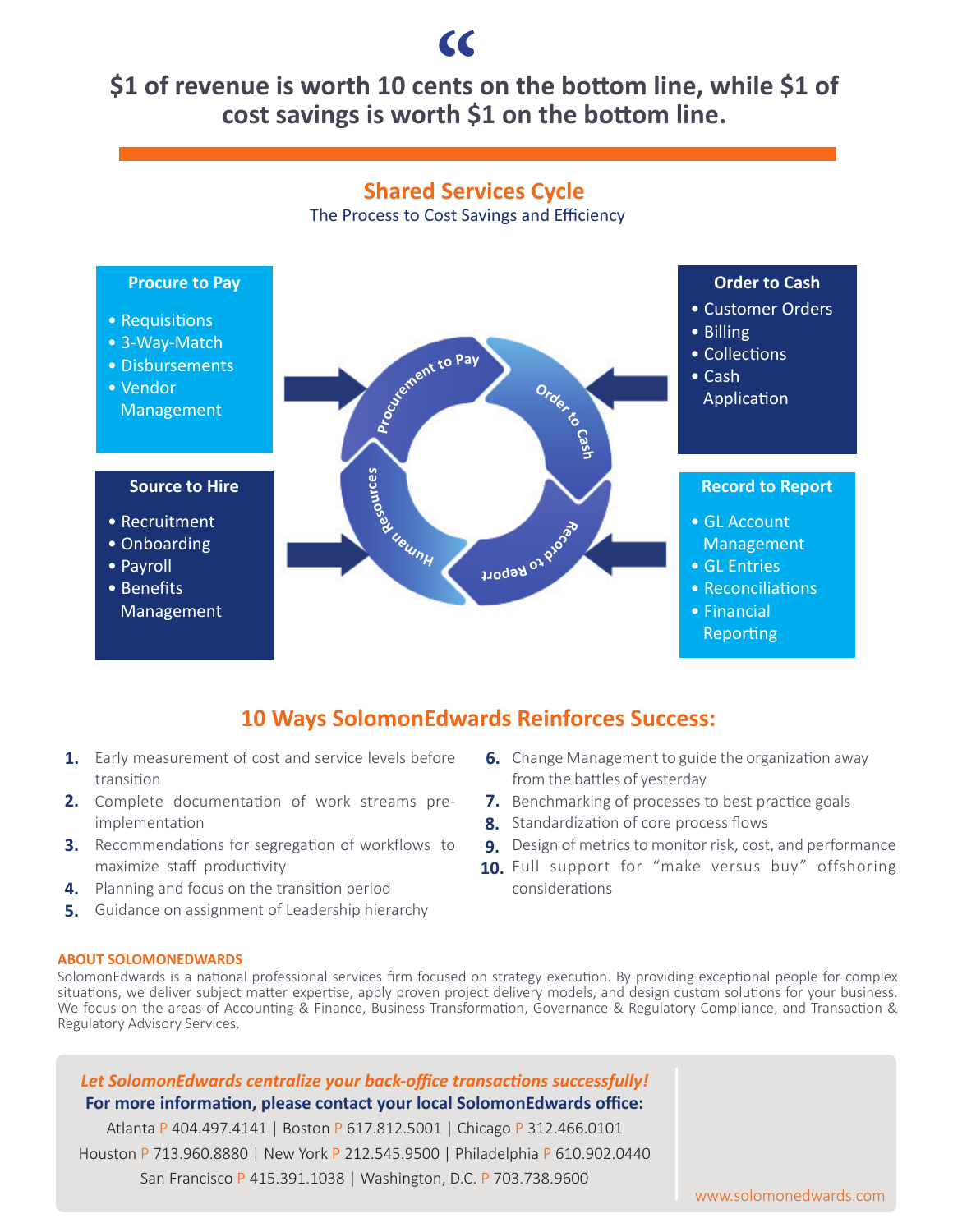> “$1 of revenue is worth 10 cents on the bottom line, while $1 of cost savings is worth $1 on the bottom line.

## Shared Services Cycle

The Process to Cost Savings and Efficiency

**Procure to Pay**

- Requisitions
- 3-Way-Match
- Disbursements
- Vendor Management

**Order to Cash**

- Customer Orders
- Billing
- Collections
- Cash Application

**Source to Hire**

- Recruitment
- Onboarding
- Payroll
- Benefits Management

**Record to Report**

- GL Account Management
- GL Entries
- Reconciliations
- Financial Reporting

Procurement to Pay

Order to Cash

Record to Report

Human Resources

## 10 Ways SolomonEdwards Reinforces Success:

1. Early measurement of cost and service levels before transition
2. Complete documentation of work streams pre-implementation
3. Recommendations for segregation of workflows to maximize staff productivity
4. Planning and focus on the transition period
5. Guidance on assignment of Leadership hierarchy
6. Change Management to guide the organization away from the battles of yesterday
7. Benchmarking of processes to best practice goals
8. Standardization of core process flows
9. Design of metrics to monitor risk, cost, and performance
10. Full support for “make versus buy” offshoring considerations

**ABOUT SOLOMONEDWARDS**

SolomonEdwards is a national professional services firm focused on strategy execution. By providing exceptional people for complex situations, we deliver subject matter expertise, apply proven project delivery models, and design custom solutions for your business. We focus on the areas of Accounting & Finance, Business Transformation, Governance & Regulatory Compliance, and Transaction & Regulatory Advisory Services.

***Let SolomonEdwards centralize your back-office transactions successfully!***

**For more information, please contact your local SolomonEdwards office:**

Atlanta P 404.497.4141 | Boston P 617.812.5001 | Chicago P 312.466.0101

Houston P 713.960.8880 | New York P 212.545.9500 | Philadelphia P 610.902.0440

San Francisco P 415.391.1038 | Washington, D.C. P 703.738.9600

www.solomonedwards.com